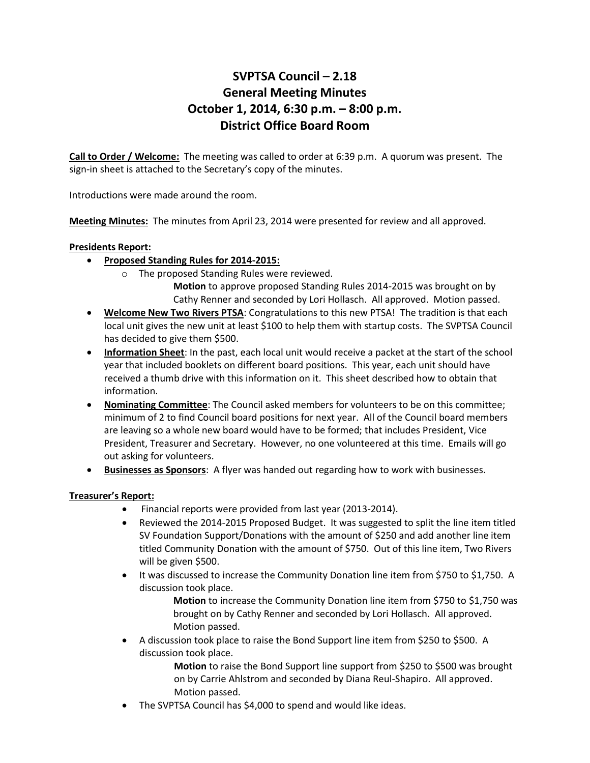# SVPTSA Council – 2.18
# General Meeting Minutes
# October 1, 2014, 6:30 p.m. – 8:00 p.m.
# District Office Board Room

**Call to Order / Welcome:** The meeting was called to order at 6:39 p.m. A quorum was present. The sign-in sheet is attached to the Secretary's copy of the minutes.

Introductions were made around the room.

**Meeting Minutes:** The minutes from April 23, 2014 were presented for review and all approved.

**Presidents Report:**

- **Proposed Standing Rules for 2014-2015:**
  - The proposed Standing Rules were reviewed.

    **Motion** to approve proposed Standing Rules 2014-2015 was brought on by Cathy Renner and seconded by Lori Hollasch. All approved. Motion passed.
- **Welcome New Two Rivers PTSA**: Congratulations to this new PTSA! The tradition is that each local unit gives the new unit at least $100 to help them with startup costs. The SVPTSA Council has decided to give them $500.
- **Information Sheet**: In the past, each local unit would receive a packet at the start of the school year that included booklets on different board positions. This year, each unit should have received a thumb drive with this information on it. This sheet described how to obtain that information.
- **Nominating Committee**: The Council asked members for volunteers to be on this committee; minimum of 2 to find Council board positions for next year. All of the Council board members are leaving so a whole new board would have to be formed; that includes President, Vice President, Treasurer and Secretary. However, no one volunteered at this time. Emails will go out asking for volunteers.
- **Businesses as Sponsors**: A flyer was handed out regarding how to work with businesses.

**Treasurer's Report:**

- Financial reports were provided from last year (2013-2014).
- Reviewed the 2014-2015 Proposed Budget. It was suggested to split the line item titled SV Foundation Support/Donations with the amount of $250 and add another line item titled Community Donation with the amount of $750. Out of this line item, Two Rivers will be given $500.
- It was discussed to increase the Community Donation line item from $750 to $1,750. A discussion took place.

  **Motion** to increase the Community Donation line item from $750 to $1,750 was brought on by Cathy Renner and seconded by Lori Hollasch. All approved. Motion passed.
- A discussion took place to raise the Bond Support line item from $250 to $500. A discussion took place.

  **Motion** to raise the Bond Support line support from $250 to $500 was brought on by Carrie Ahlstrom and seconded by Diana Reul-Shapiro. All approved. Motion passed.
- The SVPTSA Council has $4,000 to spend and would like ideas.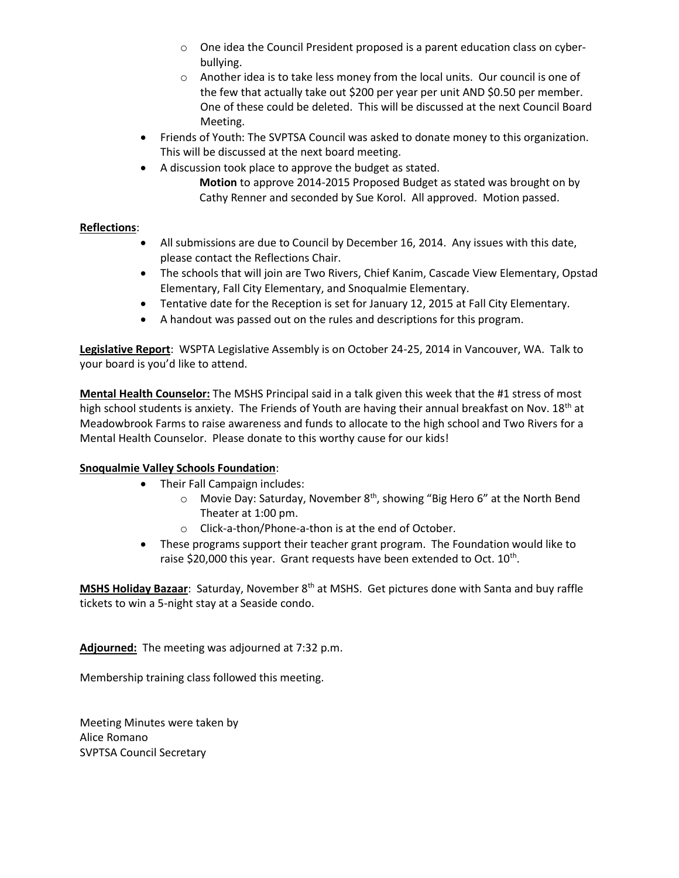- One idea the Council President proposed is a parent education class on cyber-bullying.
    - Another idea is to take less money from the local units. Our council is one of the few that actually take out $200 per year per unit AND $0.50 per member. One of these could be deleted. This will be discussed at the next Council Board Meeting.
- Friends of Youth: The SVPTSA Council was asked to donate money to this organization. This will be discussed at the next board meeting.
- A discussion took place to approve the budget as stated.

  **Motion** to approve 2014-2015 Proposed Budget as stated was brought on by Cathy Renner and seconded by Sue Korol. All approved. Motion passed.

**Reflections**:

- All submissions are due to Council by December 16, 2014. Any issues with this date, please contact the Reflections Chair.
- The schools that will join are Two Rivers, Chief Kanim, Cascade View Elementary, Opstad Elementary, Fall City Elementary, and Snoqualmie Elementary.
- Tentative date for the Reception is set for January 12, 2015 at Fall City Elementary.
- A handout was passed out on the rules and descriptions for this program.

**Legislative Report**: WSPTA Legislative Assembly is on October 24-25, 2014 in Vancouver, WA. Talk to your board is you'd like to attend.

**Mental Health Counselor:** The MSHS Principal said in a talk given this week that the #1 stress of most high school students is anxiety. The Friends of Youth are having their annual breakfast on Nov. 18th at Meadowbrook Farms to raise awareness and funds to allocate to the high school and Two Rivers for a Mental Health Counselor. Please donate to this worthy cause for our kids!

**Snoqualmie Valley Schools Foundation**:

- Their Fall Campaign includes:
    - Movie Day: Saturday, November 8th, showing "Big Hero 6" at the North Bend Theater at 1:00 pm.
    - Click-a-thon/Phone-a-thon is at the end of October.
- These programs support their teacher grant program. The Foundation would like to raise $20,000 this year. Grant requests have been extended to Oct. 10th.

**MSHS Holiday Bazaar**: Saturday, November 8th at MSHS. Get pictures done with Santa and buy raffle tickets to win a 5-night stay at a Seaside condo.

**Adjourned:** The meeting was adjourned at 7:32 p.m.

Membership training class followed this meeting.

Meeting Minutes were taken by
Alice Romano
SVPTSA Council Secretary